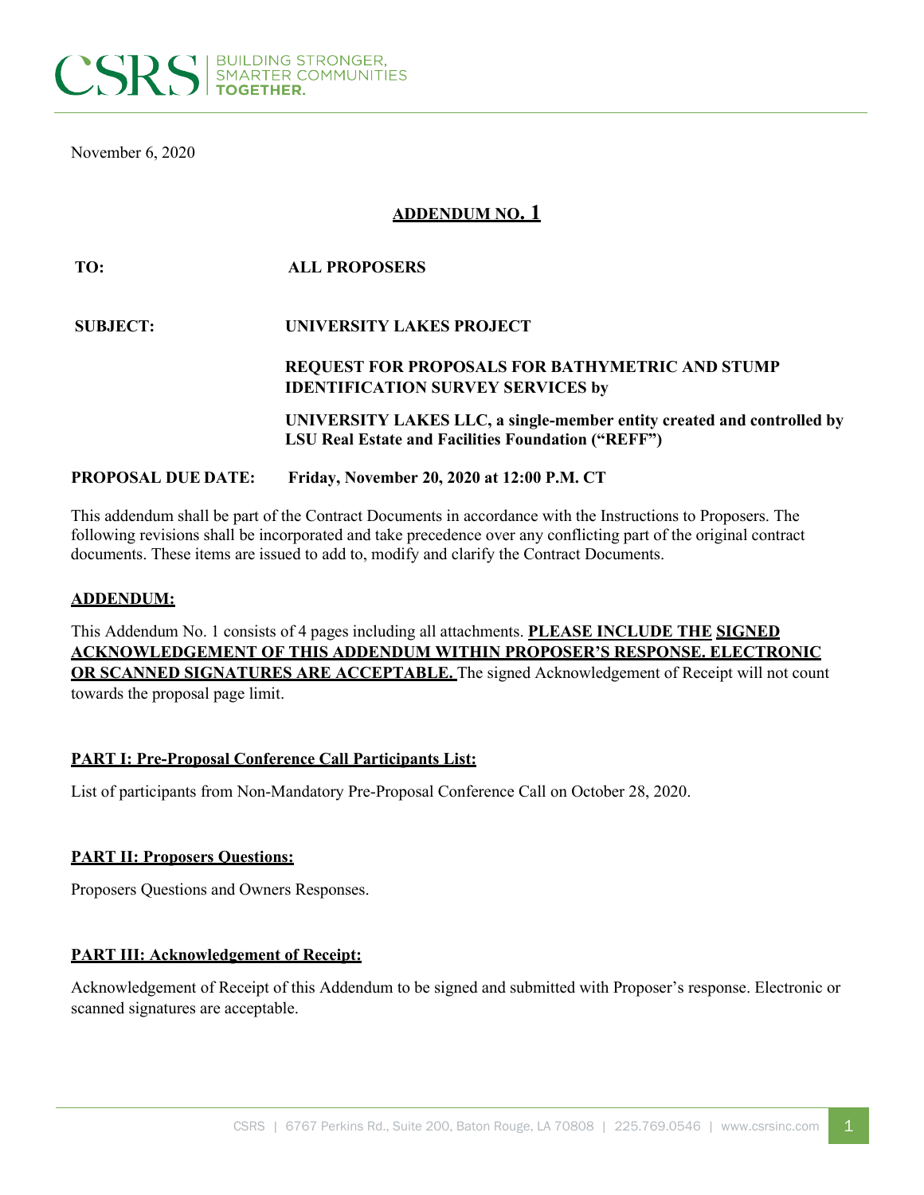November 6, 2020

## ADDENDUM NO. 1

**TO:** **ALL PROPOSERS**

**SUBJECT:** **UNIVERSITY LAKES PROJECT**

**REQUEST FOR PROPOSALS FOR BATHYMETRIC AND STUMP IDENTIFICATION SURVEY SERVICES by**

**UNIVERSITY LAKES LLC, a single-member entity created and controlled by LSU Real Estate and Facilities Foundation ("REFF")**

**PROPOSAL DUE DATE:** **Friday, November 20, 2020 at 12:00 P.M. CT**

This addendum shall be part of the Contract Documents in accordance with the Instructions to Proposers. The following revisions shall be incorporated and take precedence over any conflicting part of the original contract documents. These items are issued to add to, modify and clarify the Contract Documents.

**ADDENDUM:**

This Addendum No. 1 consists of 4 pages including all attachments. **PLEASE INCLUDE THE SIGNED ACKNOWLEDGEMENT OF THIS ADDENDUM WITHIN PROPOSER'S RESPONSE. ELECTRONIC OR SCANNED SIGNATURES ARE ACCEPTABLE.** The signed Acknowledgement of Receipt will not count towards the proposal page limit.

**PART I: Pre-Proposal Conference Call Participants List:**

List of participants from Non-Mandatory Pre-Proposal Conference Call on October 28, 2020.

**PART II: Proposers Questions:**

Proposers Questions and Owners Responses.

**PART III: Acknowledgement of Receipt:**

Acknowledgement of Receipt of this Addendum to be signed and submitted with Proposer's response. Electronic or scanned signatures are acceptable.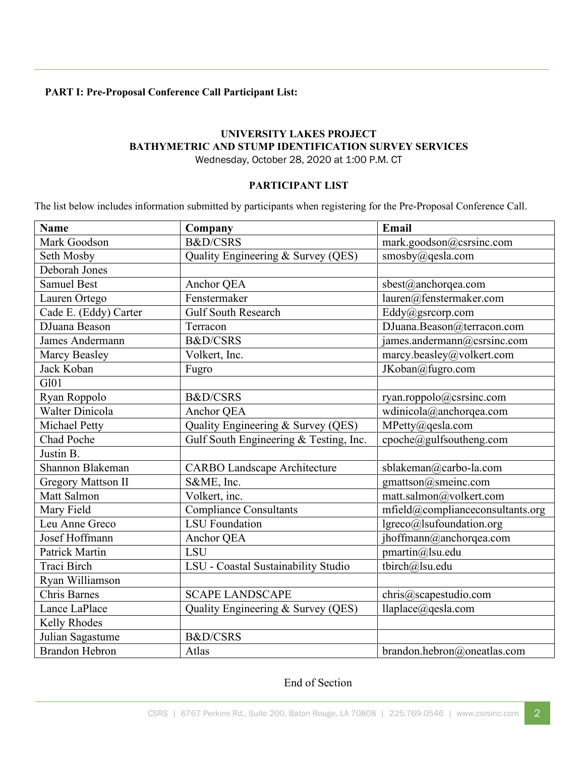**PART I: Pre-Proposal Conference Call Participant List:**

**UNIVERSITY LAKES PROJECT**
**BATHYMETRIC AND STUMP IDENTIFICATION SURVEY SERVICES**
Wednesday, October 28, 2020 at 1:00 P.M. CT

**PARTICIPANT LIST**

The list below includes information submitted by participants when registering for the Pre-Proposal Conference Call.

| Name | Company | Email |
| --- | --- | --- |
| Mark Goodson | B&D/CSRS | mark.goodson@csrsinc.com |
| Seth Mosby | Quality Engineering & Survey (QES) | smosby@qesla.com |
| Deborah Jones | | |
| Samuel Best | Anchor QEA | sbest@anchorqea.com |
| Lauren Ortego | Fenstermaker | lauren@fenstermaker.com |
| Cade E. (Eddy) Carter | Gulf South Research | Eddy@gsrcorp.com |
| DJuana Beason | Terracon | DJuana.Beason@terracon.com |
| James Andermann | B&D/CSRS | james.andermann@csrsinc.com |
| Marcy Beasley | Volkert, Inc. | marcy.beasley@volkert.com |
| Jack Koban | Fugro | JKoban@fugro.com |
| Gl01 | | |
| Ryan Roppolo | B&D/CSRS | ryan.roppolo@csrsinc.com |
| Walter Dinicola | Anchor QEA | wdinicola@anchorqea.com |
| Michael Petty | Quality Engineering & Survey (QES) | MPetty@qesla.com |
| Chad Poche | Gulf South Engineering & Testing, Inc. | cpoche@gulfsoutheng.com |
| Justin B. | | |
| Shannon Blakeman | CARBO Landscape Architecture | sblakeman@carbo-la.com |
| Gregory Mattson II | S&ME, Inc. | gmattson@smeinc.com |
| Matt Salmon | Volkert, inc. | matt.salmon@volkert.com |
| Mary Field | Compliance Consultants | mfield@complianceconsultants.org |
| Leu Anne Greco | LSU Foundation | lgreco@lsufoundation.org |
| Josef Hoffmann | Anchor QEA | jhoffmann@anchorqea.com |
| Patrick Martin | LSU | pmartin@lsu.edu |
| Traci Birch | LSU - Coastal Sustainability Studio | tbirch@lsu.edu |
| Ryan Williamson | | |
| Chris Barnes | SCAPE LANDSCAPE | chris@scapestudio.com |
| Lance LaPlace | Quality Engineering & Survey (QES) | llaplace@qesla.com |
| Kelly Rhodes | | |
| Julian Sagastume | B&D/CSRS | |
| Brandon Hebron | Atlas | brandon.hebron@oneatlas.com |

End of Section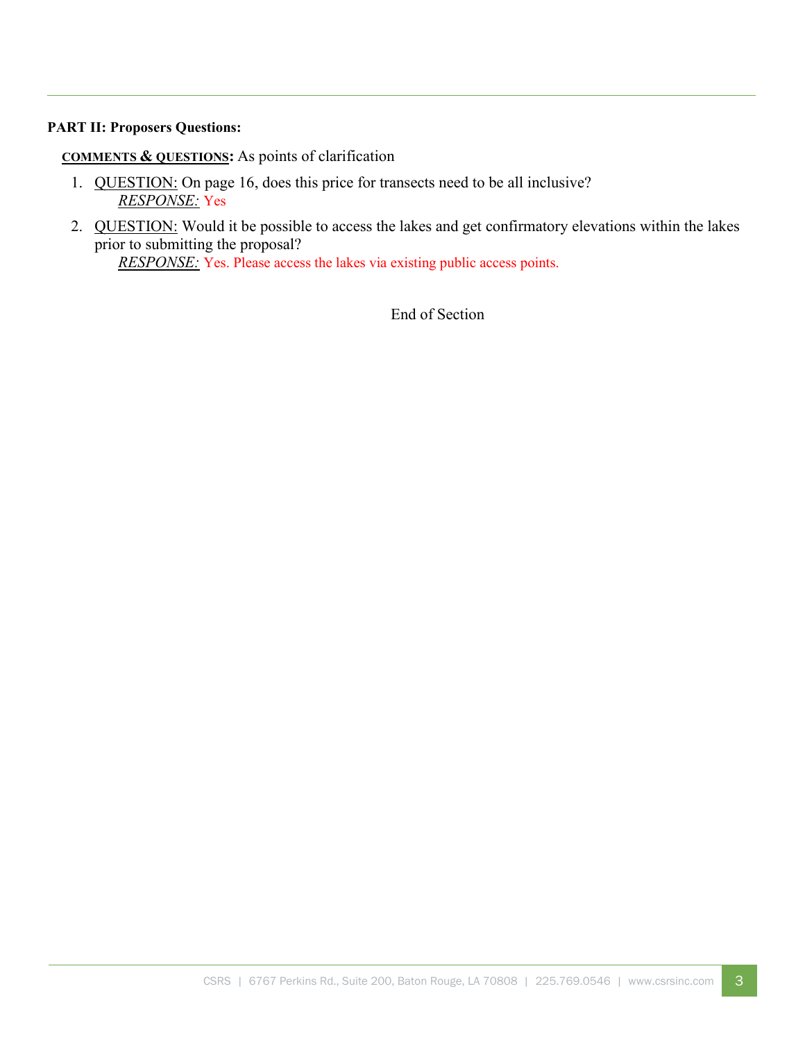**PART II: Proposers Questions:**

**<u>COMMENTS & QUESTIONS</u>:** As points of clarification

1. <u>QUESTION:</u> On page 16, does this price for transects need to be all inclusive?
   *<u>RESPONSE:</u>* Yes

2. <u>QUESTION:</u> Would it be possible to access the lakes and get confirmatory elevations within the lakes prior to submitting the proposal?
   *<u>RESPONSE:</u>* Yes. Please access the lakes via existing public access points.

End of Section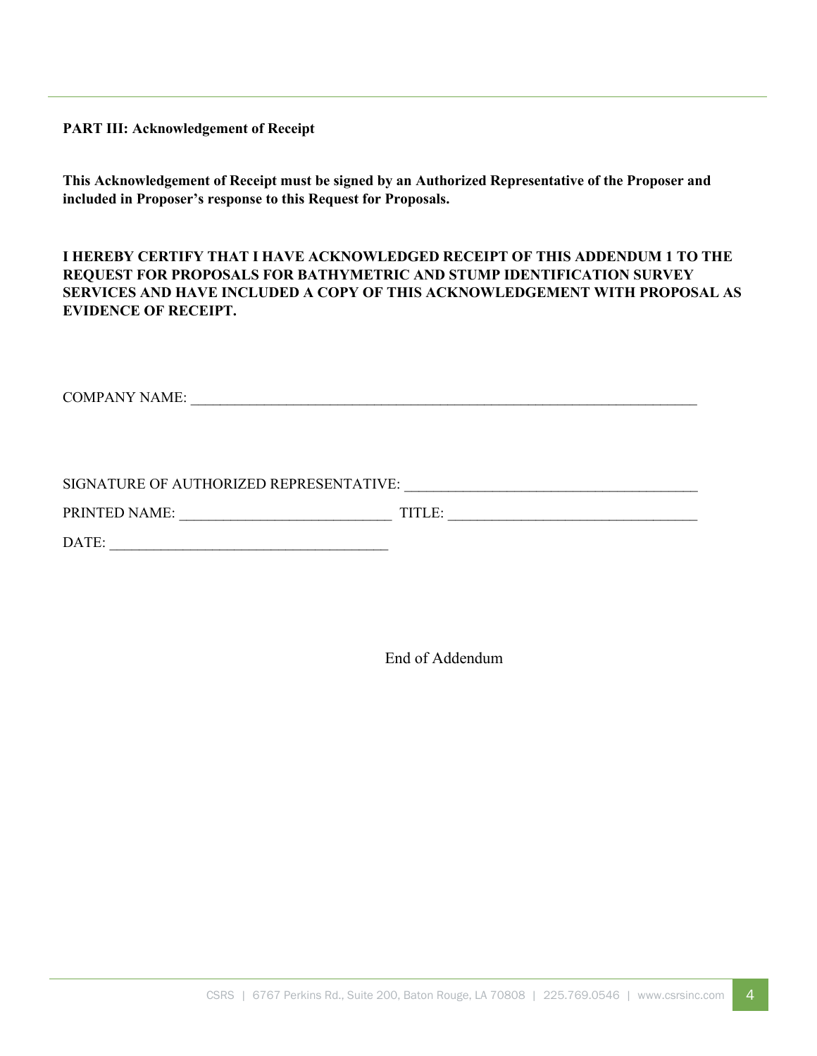**PART III: Acknowledgement of Receipt**

**This Acknowledgement of Receipt must be signed by an Authorized Representative of the Proposer and included in Proposer's response to this Request for Proposals.**

**I HEREBY CERTIFY THAT I HAVE ACKNOWLEDGED RECEIPT OF THIS ADDENDUM 1 TO THE REQUEST FOR PROPOSALS FOR BATHYMETRIC AND STUMP IDENTIFICATION SURVEY SERVICES AND HAVE INCLUDED A COPY OF THIS ACKNOWLEDGEMENT WITH PROPOSAL AS EVIDENCE OF RECEIPT.**

COMPANY NAME: ___________________________________________________________________________

SIGNATURE OF AUTHORIZED REPRESENTATIVE: ____________________________________________

PRINTED NAME: _____________________________ TITLE: __________________________________

DATE: ______________________________________

End of Addendum